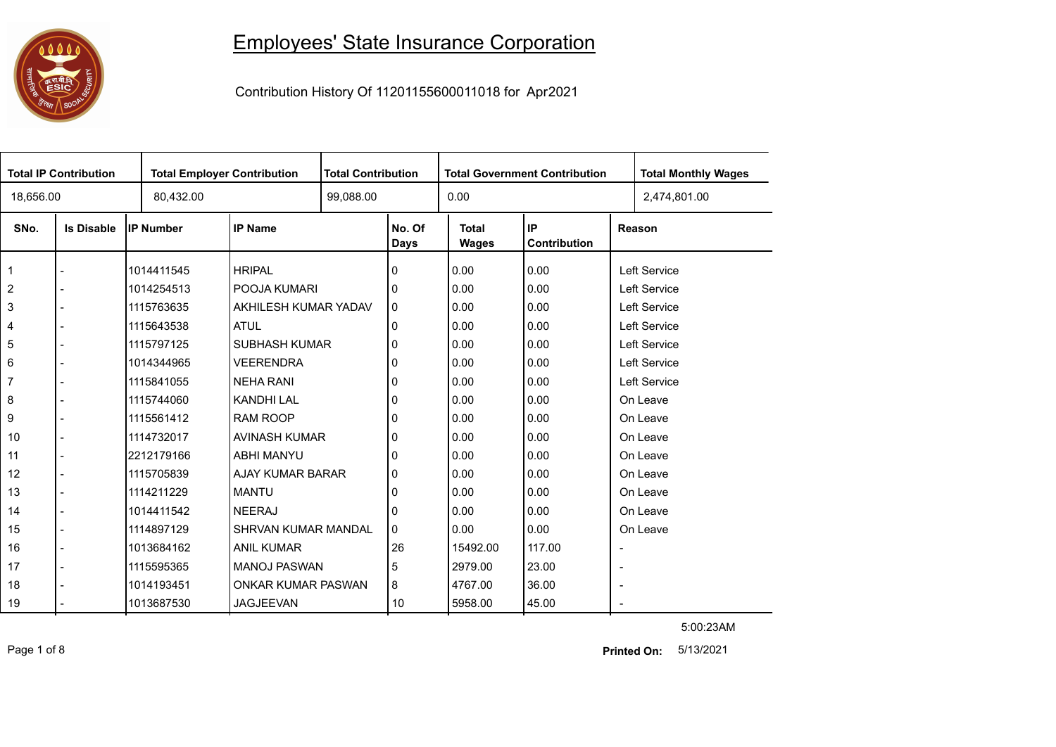# Employees' State Insurance Corporation

Contribution History Of 11201155600011018 for Apr2021

| Total IP Contribution | Total Employer Contribution | Total Contribution | Total Government Contribution | Total Monthly Wages |
|---|---|---|---|---|
| 18,656.00 | 80,432.00 | 99,088.00 | 0.00 | 2,474,801.00 |

| SNo. | Is Disable | IP Number | IP Name | No. Of Days | Total Wages | IP Contribution | Reason |
|---|---|---|---|---|---|---|---|
| 1 | - | 1014411545 | HRIPAL | 0 | 0.00 | 0.00 | Left Service |
| 2 | - | 1014254513 | POOJA KUMARI | 0 | 0.00 | 0.00 | Left Service |
| 3 | - | 1115763635 | AKHILESH KUMAR YADAV | 0 | 0.00 | 0.00 | Left Service |
| 4 | - | 1115643538 | ATUL | 0 | 0.00 | 0.00 | Left Service |
| 5 | - | 1115797125 | SUBHASH KUMAR | 0 | 0.00 | 0.00 | Left Service |
| 6 | - | 1014344965 | VEERENDRA | 0 | 0.00 | 0.00 | Left Service |
| 7 | - | 1115841055 | NEHA RANI | 0 | 0.00 | 0.00 | Left Service |
| 8 | - | 1115744060 | KANDHI LAL | 0 | 0.00 | 0.00 | On Leave |
| 9 | - | 1115561412 | RAM ROOP | 0 | 0.00 | 0.00 | On Leave |
| 10 | - | 1114732017 | AVINASH KUMAR | 0 | 0.00 | 0.00 | On Leave |
| 11 | - | 2212179166 | ABHI MANYU | 0 | 0.00 | 0.00 | On Leave |
| 12 | - | 1115705839 | AJAY KUMAR BARAR | 0 | 0.00 | 0.00 | On Leave |
| 13 | - | 1114211229 | MANTU | 0 | 0.00 | 0.00 | On Leave |
| 14 | - | 1014411542 | NEERAJ | 0 | 0.00 | 0.00 | On Leave |
| 15 | - | 1114897129 | SHRVAN KUMAR MANDAL | 0 | 0.00 | 0.00 | On Leave |
| 16 | - | 1013684162 | ANIL KUMAR | 26 | 15492.00 | 117.00 | - |
| 17 | - | 1115595365 | MANOJ PASWAN | 5 | 2979.00 | 23.00 | - |
| 18 | - | 1014193451 | ONKAR KUMAR PASWAN | 8 | 4767.00 | 36.00 | - |
| 19 | - | 1013687530 | JAGJEEVAN | 10 | 5958.00 | 45.00 | - |

5:00:23AM

**Printed On:** 5/13/2021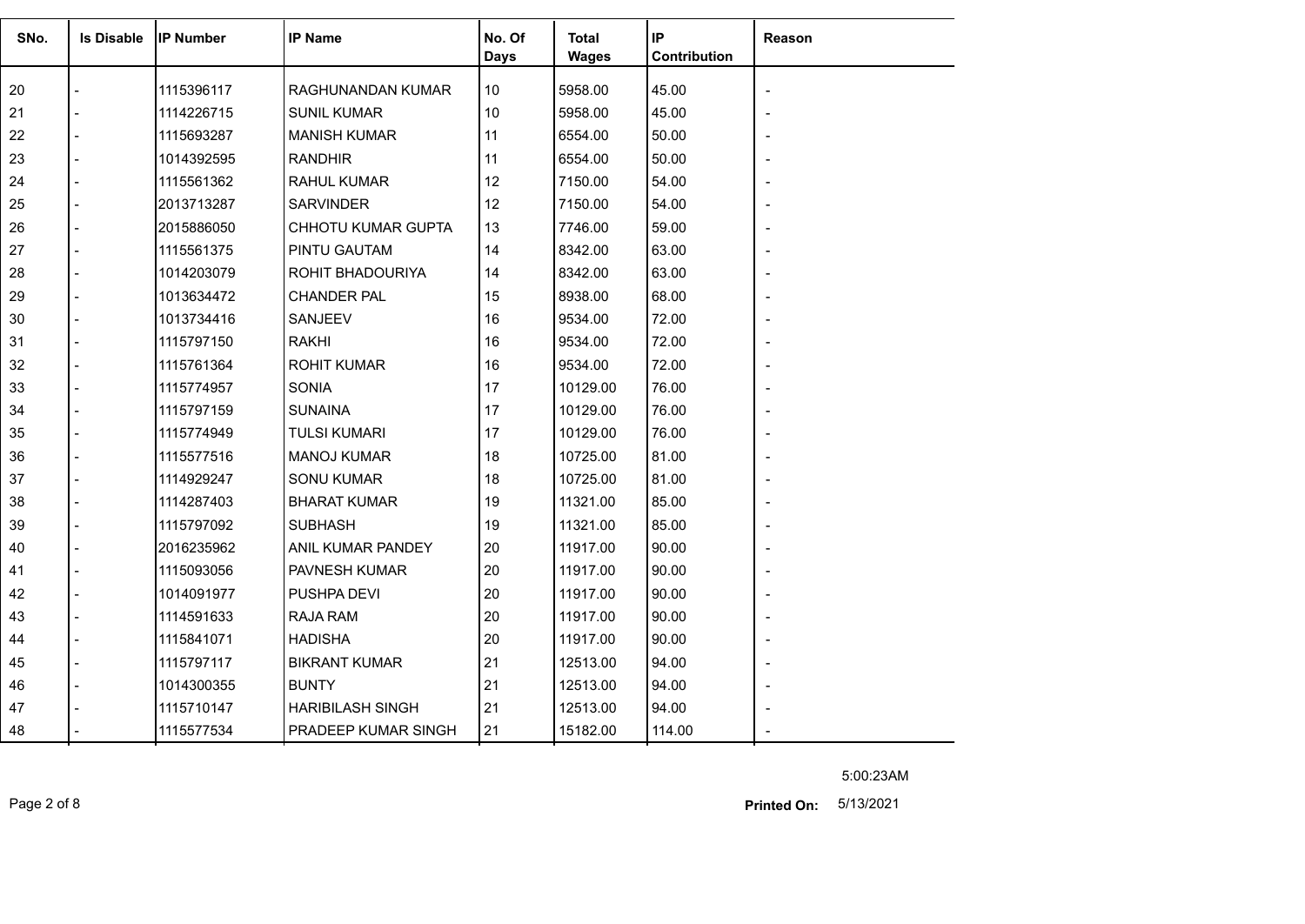| SNo. | Is Disable | IP Number | IP Name | No. Of Days | Total Wages | IP Contribution | Reason |
|---|---|---|---|---|---|---|---|
| 20 | - | 1115396117 | RAGHUNANDAN KUMAR | 10 | 5958.00 | 45.00 | - |
| 21 | - | 1114226715 | SUNIL KUMAR | 10 | 5958.00 | 45.00 | - |
| 22 | - | 1115693287 | MANISH KUMAR | 11 | 6554.00 | 50.00 | - |
| 23 | - | 1014392595 | RANDHIR | 11 | 6554.00 | 50.00 | - |
| 24 | - | 1115561362 | RAHUL KUMAR | 12 | 7150.00 | 54.00 | - |
| 25 | - | 2013713287 | SARVINDER | 12 | 7150.00 | 54.00 | - |
| 26 | - | 2015886050 | CHHOTU KUMAR GUPTA | 13 | 7746.00 | 59.00 | - |
| 27 | - | 1115561375 | PINTU GAUTAM | 14 | 8342.00 | 63.00 | - |
| 28 | - | 1014203079 | ROHIT BHADOURIYA | 14 | 8342.00 | 63.00 | - |
| 29 | - | 1013634472 | CHANDER PAL | 15 | 8938.00 | 68.00 | - |
| 30 | - | 1013734416 | SANJEEV | 16 | 9534.00 | 72.00 | - |
| 31 | - | 1115797150 | RAKHI | 16 | 9534.00 | 72.00 | - |
| 32 | - | 1115761364 | ROHIT KUMAR | 16 | 9534.00 | 72.00 | - |
| 33 | - | 1115774957 | SONIA | 17 | 10129.00 | 76.00 | - |
| 34 | - | 1115797159 | SUNAINA | 17 | 10129.00 | 76.00 | - |
| 35 | - | 1115774949 | TULSI KUMARI | 17 | 10129.00 | 76.00 | - |
| 36 | - | 1115577516 | MANOJ KUMAR | 18 | 10725.00 | 81.00 | - |
| 37 | - | 1114929247 | SONU KUMAR | 18 | 10725.00 | 81.00 | - |
| 38 | - | 1114287403 | BHARAT KUMAR | 19 | 11321.00 | 85.00 | - |
| 39 | - | 1115797092 | SUBHASH | 19 | 11321.00 | 85.00 | - |
| 40 | - | 2016235962 | ANIL KUMAR PANDEY | 20 | 11917.00 | 90.00 | - |
| 41 | - | 1115093056 | PAVNESH KUMAR | 20 | 11917.00 | 90.00 | - |
| 42 | - | 1014091977 | PUSHPA DEVI | 20 | 11917.00 | 90.00 | - |
| 43 | - | 1114591633 | RAJA RAM | 20 | 11917.00 | 90.00 | - |
| 44 | - | 1115841071 | HADISHA | 20 | 11917.00 | 90.00 | - |
| 45 | - | 1115797117 | BIKRANT KUMAR | 21 | 12513.00 | 94.00 | - |
| 46 | - | 1014300355 | BUNTY | 21 | 12513.00 | 94.00 | - |
| 47 | - | 1115710147 | HARIBILASH SINGH | 21 | 12513.00 | 94.00 | - |
| 48 | - | 1115577534 | PRADEEP KUMAR SINGH | 21 | 15182.00 | 114.00 | - |

5:00:23AM

**Printed On:** 5/13/2021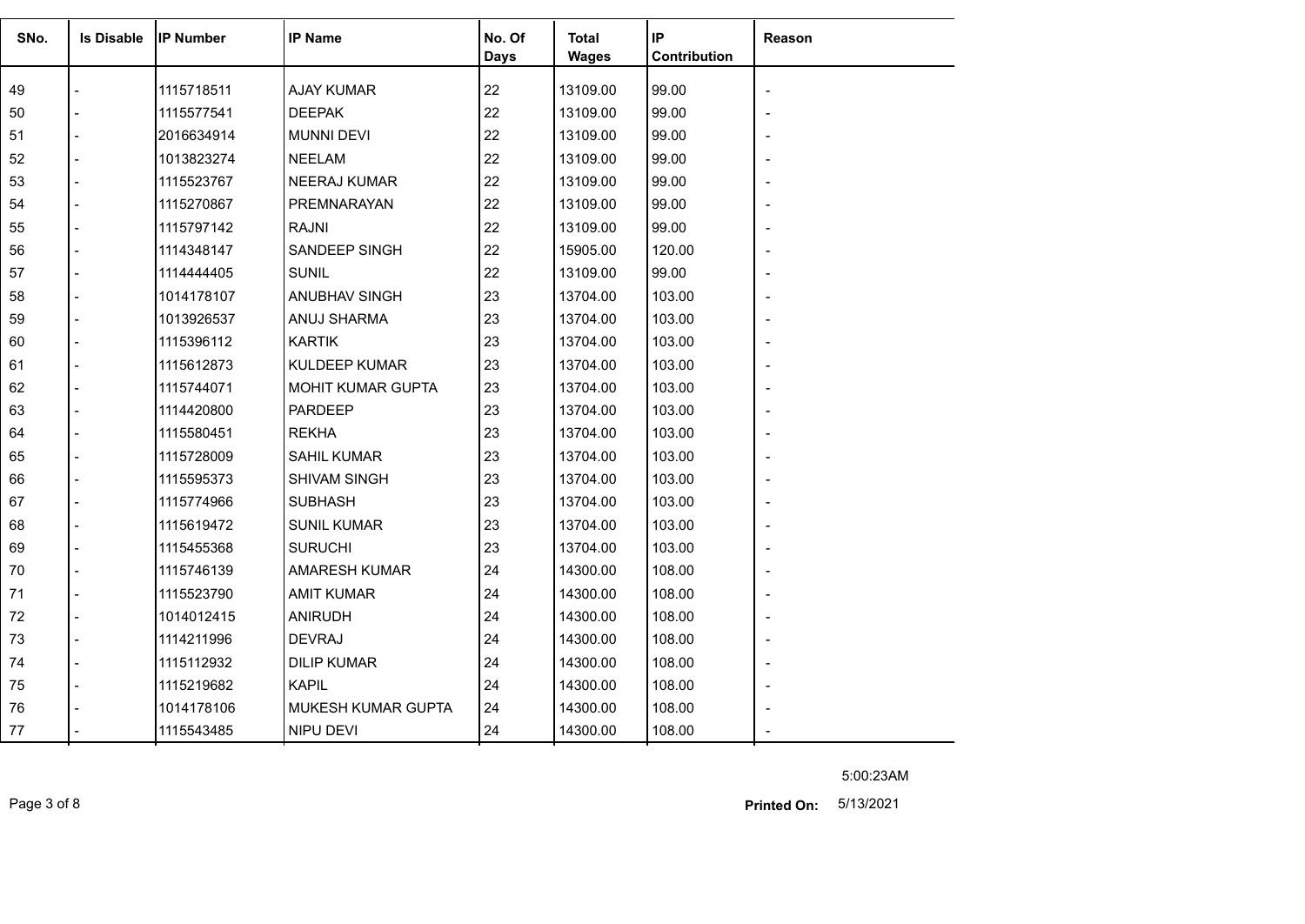| SNo. | Is Disable | IP Number | IP Name | No. Of Days | Total Wages | IP Contribution | Reason |
|---|---|---|---|---|---|---|---|
| 49 | - | 1115718511 | AJAY KUMAR | 22 | 13109.00 | 99.00 | - |
| 50 | - | 1115577541 | DEEPAK | 22 | 13109.00 | 99.00 | - |
| 51 | - | 2016634914 | MUNNI DEVI | 22 | 13109.00 | 99.00 | - |
| 52 | - | 1013823274 | NEELAM | 22 | 13109.00 | 99.00 | - |
| 53 | - | 1115523767 | NEERAJ KUMAR | 22 | 13109.00 | 99.00 | - |
| 54 | - | 1115270867 | PREMNARAYAN | 22 | 13109.00 | 99.00 | - |
| 55 | - | 1115797142 | RAJNI | 22 | 13109.00 | 99.00 | - |
| 56 | - | 1114348147 | SANDEEP SINGH | 22 | 15905.00 | 120.00 | - |
| 57 | - | 1114444405 | SUNIL | 22 | 13109.00 | 99.00 | - |
| 58 | - | 1014178107 | ANUBHAV SINGH | 23 | 13704.00 | 103.00 | - |
| 59 | - | 1013926537 | ANUJ SHARMA | 23 | 13704.00 | 103.00 | - |
| 60 | - | 1115396112 | KARTIK | 23 | 13704.00 | 103.00 | - |
| 61 | - | 1115612873 | KULDEEP KUMAR | 23 | 13704.00 | 103.00 | - |
| 62 | - | 1115744071 | MOHIT KUMAR GUPTA | 23 | 13704.00 | 103.00 | - |
| 63 | - | 1114420800 | PARDEEP | 23 | 13704.00 | 103.00 | - |
| 64 | - | 1115580451 | REKHA | 23 | 13704.00 | 103.00 | - |
| 65 | - | 1115728009 | SAHIL KUMAR | 23 | 13704.00 | 103.00 | - |
| 66 | - | 1115595373 | SHIVAM SINGH | 23 | 13704.00 | 103.00 | - |
| 67 | - | 1115774966 | SUBHASH | 23 | 13704.00 | 103.00 | - |
| 68 | - | 1115619472 | SUNIL KUMAR | 23 | 13704.00 | 103.00 | - |
| 69 | - | 1115455368 | SURUCHI | 23 | 13704.00 | 103.00 | - |
| 70 | - | 1115746139 | AMARESH KUMAR | 24 | 14300.00 | 108.00 | - |
| 71 | - | 1115523790 | AMIT KUMAR | 24 | 14300.00 | 108.00 | - |
| 72 | - | 1014012415 | ANIRUDH | 24 | 14300.00 | 108.00 | - |
| 73 | - | 1114211996 | DEVRAJ | 24 | 14300.00 | 108.00 | - |
| 74 | - | 1115112932 | DILIP KUMAR | 24 | 14300.00 | 108.00 | - |
| 75 | - | 1115219682 | KAPIL | 24 | 14300.00 | 108.00 | - |
| 76 | - | 1014178106 | MUKESH KUMAR GUPTA | 24 | 14300.00 | 108.00 | - |
| 77 | - | 1115543485 | NIPU DEVI | 24 | 14300.00 | 108.00 | - |

5:00:23AM

**Printed On:** 5/13/2021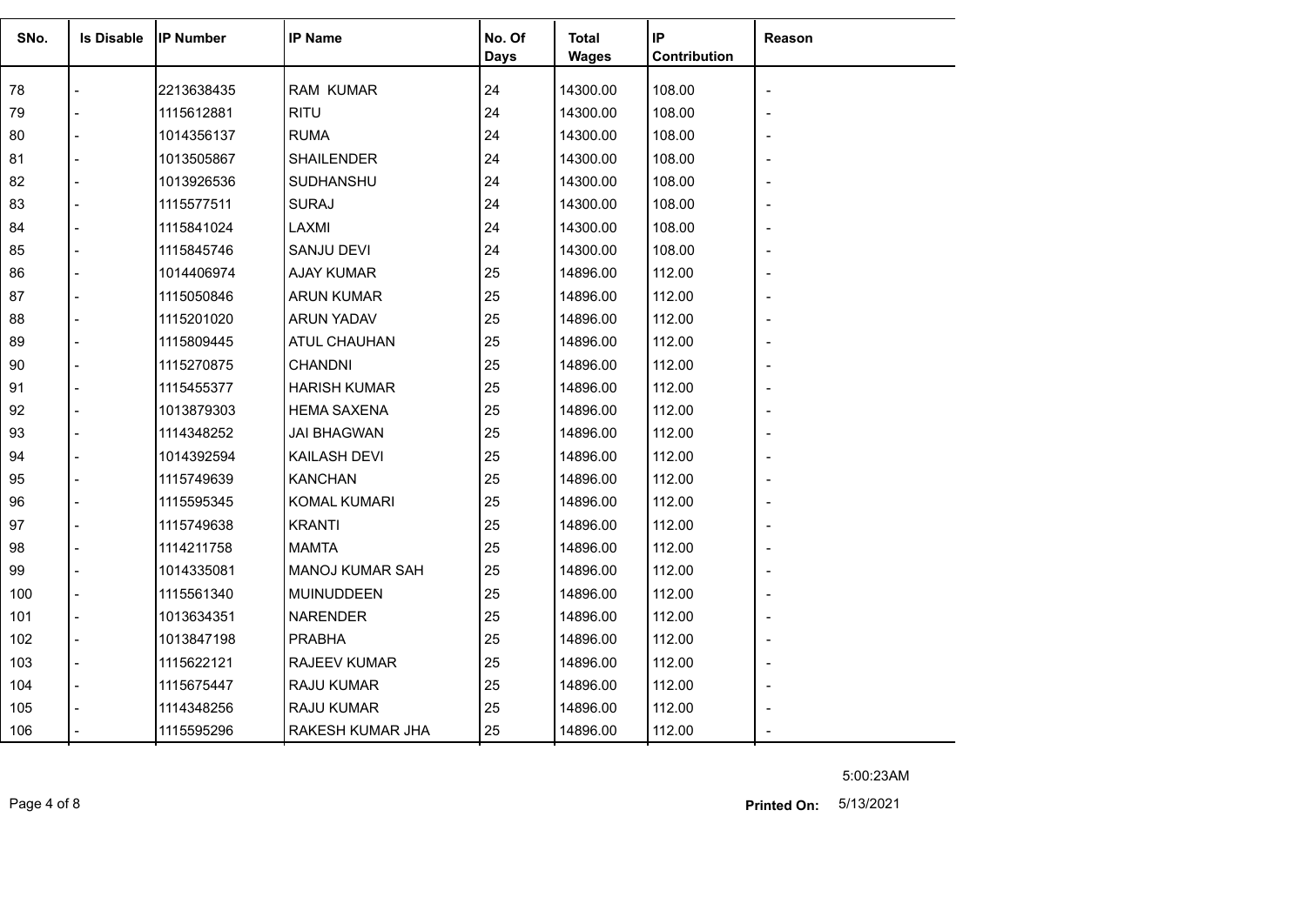| SNo. | Is Disable | IP Number | IP Name | No. Of Days | Total Wages | IP Contribution | Reason |
|---|---|---|---|---|---|---|---|
| 78 | - | 2213638435 | RAM KUMAR | 24 | 14300.00 | 108.00 | - |
| 79 | - | 1115612881 | RITU | 24 | 14300.00 | 108.00 | - |
| 80 | - | 1014356137 | RUMA | 24 | 14300.00 | 108.00 | - |
| 81 | - | 1013505867 | SHAILENDER | 24 | 14300.00 | 108.00 | - |
| 82 | - | 1013926536 | SUDHANSHU | 24 | 14300.00 | 108.00 | - |
| 83 | - | 1115577511 | SURAJ | 24 | 14300.00 | 108.00 | - |
| 84 | - | 1115841024 | LAXMI | 24 | 14300.00 | 108.00 | - |
| 85 | - | 1115845746 | SANJU DEVI | 24 | 14300.00 | 108.00 | - |
| 86 | - | 1014406974 | AJAY KUMAR | 25 | 14896.00 | 112.00 | - |
| 87 | - | 1115050846 | ARUN KUMAR | 25 | 14896.00 | 112.00 | - |
| 88 | - | 1115201020 | ARUN YADAV | 25 | 14896.00 | 112.00 | - |
| 89 | - | 1115809445 | ATUL CHAUHAN | 25 | 14896.00 | 112.00 | - |
| 90 | - | 1115270875 | CHANDNI | 25 | 14896.00 | 112.00 | - |
| 91 | - | 1115455377 | HARISH KUMAR | 25 | 14896.00 | 112.00 | - |
| 92 | - | 1013879303 | HEMA SAXENA | 25 | 14896.00 | 112.00 | - |
| 93 | - | 1114348252 | JAI BHAGWAN | 25 | 14896.00 | 112.00 | - |
| 94 | - | 1014392594 | KAILASH DEVI | 25 | 14896.00 | 112.00 | - |
| 95 | - | 1115749639 | KANCHAN | 25 | 14896.00 | 112.00 | - |
| 96 | - | 1115595345 | KOMAL KUMARI | 25 | 14896.00 | 112.00 | - |
| 97 | - | 1115749638 | KRANTI | 25 | 14896.00 | 112.00 | - |
| 98 | - | 1114211758 | MAMTA | 25 | 14896.00 | 112.00 | - |
| 99 | - | 1014335081 | MANOJ KUMAR SAH | 25 | 14896.00 | 112.00 | - |
| 100 | - | 1115561340 | MUINUDDEEN | 25 | 14896.00 | 112.00 | - |
| 101 | - | 1013634351 | NARENDER | 25 | 14896.00 | 112.00 | - |
| 102 | - | 1013847198 | PRABHA | 25 | 14896.00 | 112.00 | - |
| 103 | - | 1115622121 | RAJEEV KUMAR | 25 | 14896.00 | 112.00 | - |
| 104 | - | 1115675447 | RAJU KUMAR | 25 | 14896.00 | 112.00 | - |
| 105 | - | 1114348256 | RAJU KUMAR | 25 | 14896.00 | 112.00 | - |
| 106 | - | 1115595296 | RAKESH KUMAR JHA | 25 | 14896.00 | 112.00 | - |

5:00:23AM

**Printed On:** 5/13/2021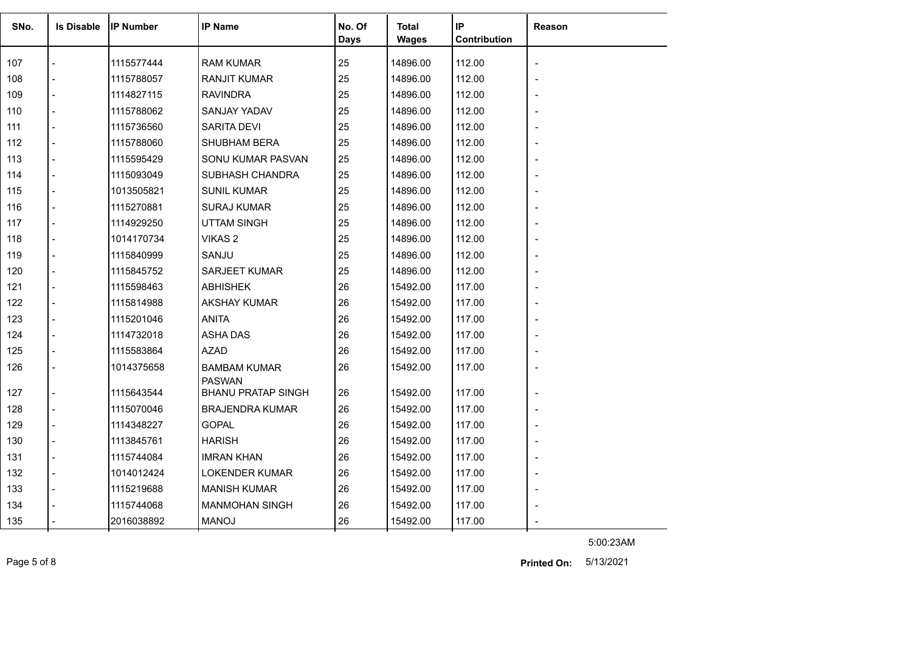| SNo. | Is Disable | IP Number | IP Name | No. Of Days | Total Wages | IP Contribution | Reason |
|---|---|---|---|---|---|---|---|
| 107 | - | 1115577444 | RAM KUMAR | 25 | 14896.00 | 112.00 | - |
| 108 | - | 1115788057 | RANJIT KUMAR | 25 | 14896.00 | 112.00 | - |
| 109 | - | 1114827115 | RAVINDRA | 25 | 14896.00 | 112.00 | - |
| 110 | - | 1115788062 | SANJAY YADAV | 25 | 14896.00 | 112.00 | - |
| 111 | - | 1115736560 | SARITA DEVI | 25 | 14896.00 | 112.00 | - |
| 112 | - | 1115788060 | SHUBHAM BERA | 25 | 14896.00 | 112.00 | - |
| 113 | - | 1115595429 | SONU KUMAR PASVAN | 25 | 14896.00 | 112.00 | - |
| 114 | - | 1115093049 | SUBHASH CHANDRA | 25 | 14896.00 | 112.00 | - |
| 115 | - | 1013505821 | SUNIL KUMAR | 25 | 14896.00 | 112.00 | - |
| 116 | - | 1115270881 | SURAJ KUMAR | 25 | 14896.00 | 112.00 | - |
| 117 | - | 1114929250 | UTTAM SINGH | 25 | 14896.00 | 112.00 | - |
| 118 | - | 1014170734 | VIKAS 2 | 25 | 14896.00 | 112.00 | - |
| 119 | - | 1115840999 | SANJU | 25 | 14896.00 | 112.00 | - |
| 120 | - | 1115845752 | SARJEET KUMAR | 25 | 14896.00 | 112.00 | - |
| 121 | - | 1115598463 | ABHISHEK | 26 | 15492.00 | 117.00 | - |
| 122 | - | 1115814988 | AKSHAY KUMAR | 26 | 15492.00 | 117.00 | - |
| 123 | - | 1115201046 | ANITA | 26 | 15492.00 | 117.00 | - |
| 124 | - | 1114732018 | ASHA DAS | 26 | 15492.00 | 117.00 | - |
| 125 | - | 1115583864 | AZAD | 26 | 15492.00 | 117.00 | - |
| 126 | - | 1014375658 | BAMBAM KUMAR PASWAN | 26 | 15492.00 | 117.00 | - |
| 127 | - | 1115643544 | BHANU PRATAP SINGH | 26 | 15492.00 | 117.00 | - |
| 128 | - | 1115070046 | BRAJENDRA KUMAR | 26 | 15492.00 | 117.00 | - |
| 129 | - | 1114348227 | GOPAL | 26 | 15492.00 | 117.00 | - |
| 130 | - | 1113845761 | HARISH | 26 | 15492.00 | 117.00 | - |
| 131 | - | 1115744084 | IMRAN KHAN | 26 | 15492.00 | 117.00 | - |
| 132 | - | 1014012424 | LOKENDER KUMAR | 26 | 15492.00 | 117.00 | - |
| 133 | - | 1115219688 | MANISH KUMAR | 26 | 15492.00 | 117.00 | - |
| 134 | - | 1115744068 | MANMOHAN SINGH | 26 | 15492.00 | 117.00 | - |
| 135 | - | 2016038892 | MANOJ | 26 | 15492.00 | 117.00 | - |

5:00:23AM

**Printed On:** 5/13/2021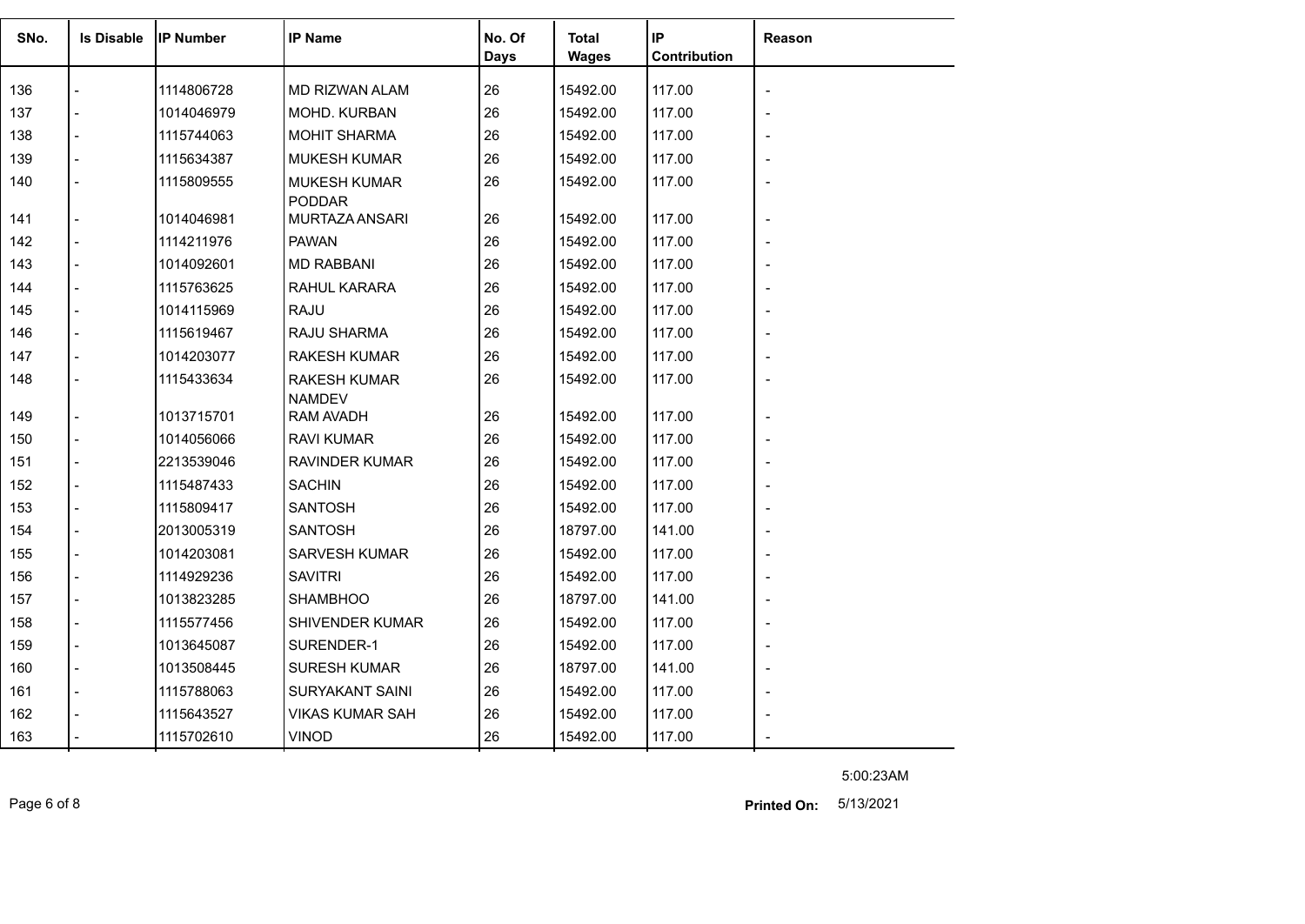| SNo. | Is Disable | IP Number | IP Name | No. Of Days | Total Wages | IP Contribution | Reason |
|---|---|---|---|---|---|---|---|
| 136 | - | 1114806728 | MD RIZWAN ALAM | 26 | 15492.00 | 117.00 | - |
| 137 | - | 1014046979 | MOHD. KURBAN | 26 | 15492.00 | 117.00 | - |
| 138 | - | 1115744063 | MOHIT SHARMA | 26 | 15492.00 | 117.00 | - |
| 139 | - | 1115634387 | MUKESH KUMAR | 26 | 15492.00 | 117.00 | - |
| 140 | - | 1115809555 | MUKESH KUMAR PODDAR | 26 | 15492.00 | 117.00 | - |
| 141 | - | 1014046981 | MURTAZA ANSARI | 26 | 15492.00 | 117.00 | - |
| 142 | - | 1114211976 | PAWAN | 26 | 15492.00 | 117.00 | - |
| 143 | - | 1014092601 | MD RABBANI | 26 | 15492.00 | 117.00 | - |
| 144 | - | 1115763625 | RAHUL KARARA | 26 | 15492.00 | 117.00 | - |
| 145 | - | 1014115969 | RAJU | 26 | 15492.00 | 117.00 | - |
| 146 | - | 1115619467 | RAJU SHARMA | 26 | 15492.00 | 117.00 | - |
| 147 | - | 1014203077 | RAKESH KUMAR | 26 | 15492.00 | 117.00 | - |
| 148 | - | 1115433634 | RAKESH KUMAR NAMDEV | 26 | 15492.00 | 117.00 | - |
| 149 | - | 1013715701 | RAM AVADH | 26 | 15492.00 | 117.00 | - |
| 150 | - | 1014056066 | RAVI KUMAR | 26 | 15492.00 | 117.00 | - |
| 151 | - | 2213539046 | RAVINDER KUMAR | 26 | 15492.00 | 117.00 | - |
| 152 | - | 1115487433 | SACHIN | 26 | 15492.00 | 117.00 | - |
| 153 | - | 1115809417 | SANTOSH | 26 | 15492.00 | 117.00 | - |
| 154 | - | 2013005319 | SANTOSH | 26 | 18797.00 | 141.00 | - |
| 155 | - | 1014203081 | SARVESH KUMAR | 26 | 15492.00 | 117.00 | - |
| 156 | - | 1114929236 | SAVITRI | 26 | 15492.00 | 117.00 | - |
| 157 | - | 1013823285 | SHAMBHOO | 26 | 18797.00 | 141.00 | - |
| 158 | - | 1115577456 | SHIVENDER KUMAR | 26 | 15492.00 | 117.00 | - |
| 159 | - | 1013645087 | SURENDER-1 | 26 | 15492.00 | 117.00 | - |
| 160 | - | 1013508445 | SURESH KUMAR | 26 | 18797.00 | 141.00 | - |
| 161 | - | 1115788063 | SURYAKANT SAINI | 26 | 15492.00 | 117.00 | - |
| 162 | - | 1115643527 | VIKAS KUMAR SAH | 26 | 15492.00 | 117.00 | - |
| 163 | - | 1115702610 | VINOD | 26 | 15492.00 | 117.00 | - |

5:00:23AM

**Printed On:** 5/13/2021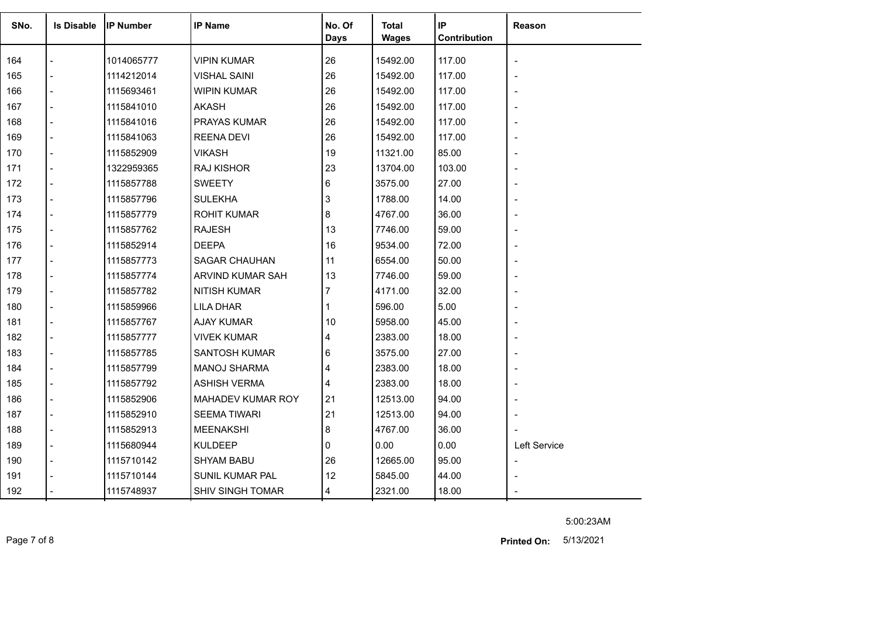| SNo. | Is Disable | IP Number | IP Name | No. Of Days | Total Wages | IP Contribution | Reason |
|---|---|---|---|---|---|---|---|
| 164 | - | 1014065777 | VIPIN KUMAR | 26 | 15492.00 | 117.00 | - |
| 165 | - | 1114212014 | VISHAL SAINI | 26 | 15492.00 | 117.00 | - |
| 166 | - | 1115693461 | WIPIN KUMAR | 26 | 15492.00 | 117.00 | - |
| 167 | - | 1115841010 | AKASH | 26 | 15492.00 | 117.00 | - |
| 168 | - | 1115841016 | PRAYAS KUMAR | 26 | 15492.00 | 117.00 | - |
| 169 | - | 1115841063 | REENA DEVI | 26 | 15492.00 | 117.00 | - |
| 170 | - | 1115852909 | VIKASH | 19 | 11321.00 | 85.00 | - |
| 171 | - | 1322959365 | RAJ KISHOR | 23 | 13704.00 | 103.00 | - |
| 172 | - | 1115857788 | SWEETY | 6 | 3575.00 | 27.00 | - |
| 173 | - | 1115857796 | SULEKHA | 3 | 1788.00 | 14.00 | - |
| 174 | - | 1115857779 | ROHIT KUMAR | 8 | 4767.00 | 36.00 | - |
| 175 | - | 1115857762 | RAJESH | 13 | 7746.00 | 59.00 | - |
| 176 | - | 1115852914 | DEEPA | 16 | 9534.00 | 72.00 | - |
| 177 | - | 1115857773 | SAGAR CHAUHAN | 11 | 6554.00 | 50.00 | - |
| 178 | - | 1115857774 | ARVIND KUMAR SAH | 13 | 7746.00 | 59.00 | - |
| 179 | - | 1115857782 | NITISH KUMAR | 7 | 4171.00 | 32.00 | - |
| 180 | - | 1115859966 | LILA DHAR | 1 | 596.00 | 5.00 | - |
| 181 | - | 1115857767 | AJAY KUMAR | 10 | 5958.00 | 45.00 | - |
| 182 | - | 1115857777 | VIVEK KUMAR | 4 | 2383.00 | 18.00 | - |
| 183 | - | 1115857785 | SANTOSH KUMAR | 6 | 3575.00 | 27.00 | - |
| 184 | - | 1115857799 | MANOJ SHARMA | 4 | 2383.00 | 18.00 | - |
| 185 | - | 1115857792 | ASHISH VERMA | 4 | 2383.00 | 18.00 | - |
| 186 | - | 1115852906 | MAHADEV KUMAR ROY | 21 | 12513.00 | 94.00 | - |
| 187 | - | 1115852910 | SEEMA TIWARI | 21 | 12513.00 | 94.00 | - |
| 188 | - | 1115852913 | MEENAKSHI | 8 | 4767.00 | 36.00 | - |
| 189 | - | 1115680944 | KULDEEP | 0 | 0.00 | 0.00 | Left Service |
| 190 | - | 1115710142 | SHYAM BABU | 26 | 12665.00 | 95.00 | - |
| 191 | - | 1115710144 | SUNIL KUMAR PAL | 12 | 5845.00 | 44.00 | - |
| 192 | - | 1115748937 | SHIV SINGH TOMAR | 4 | 2321.00 | 18.00 | - |

5:00:23AM

**Printed On:** 5/13/2021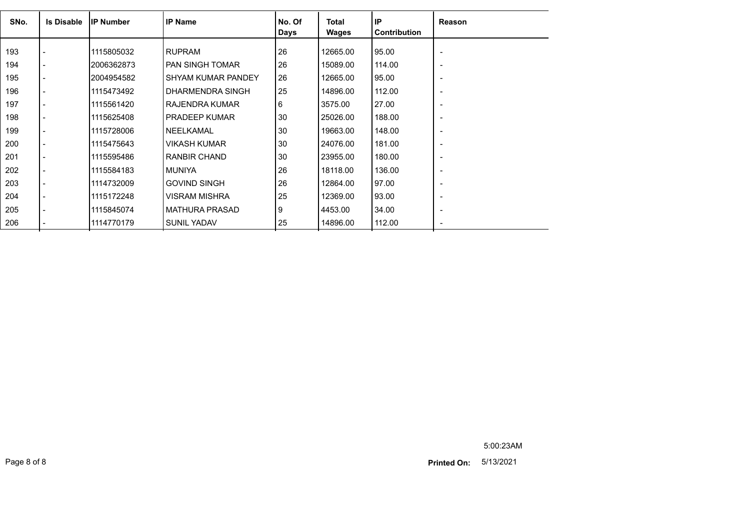| SNo. | Is Disable | IP Number | IP Name | No. Of Days | Total Wages | IP Contribution | Reason |
|---|---|---|---|---|---|---|---|
| 193 | - | 1115805032 | RUPRAM | 26 | 12665.00 | 95.00 | - |
| 194 | - | 2006362873 | PAN SINGH TOMAR | 26 | 15089.00 | 114.00 | - |
| 195 | - | 2004954582 | SHYAM KUMAR PANDEY | 26 | 12665.00 | 95.00 | - |
| 196 | - | 1115473492 | DHARMENDRA SINGH | 25 | 14896.00 | 112.00 | - |
| 197 | - | 1115561420 | RAJENDRA KUMAR | 6 | 3575.00 | 27.00 | - |
| 198 | - | 1115625408 | PRADEEP KUMAR | 30 | 25026.00 | 188.00 | - |
| 199 | - | 1115728006 | NEELKAMAL | 30 | 19663.00 | 148.00 | - |
| 200 | - | 1115475643 | VIKASH KUMAR | 30 | 24076.00 | 181.00 | - |
| 201 | - | 1115595486 | RANBIR CHAND | 30 | 23955.00 | 180.00 | - |
| 202 | - | 1115584183 | MUNIYA | 26 | 18118.00 | 136.00 | - |
| 203 | - | 1114732009 | GOVIND SINGH | 26 | 12864.00 | 97.00 | - |
| 204 | - | 1115172248 | VISRAM MISHRA | 25 | 12369.00 | 93.00 | - |
| 205 | - | 1115845074 | MATHURA PRASAD | 9 | 4453.00 | 34.00 | - |
| 206 | - | 1114770179 | SUNIL YADAV | 25 | 14896.00 | 112.00 | - |

5:00:23AM

**Printed On:** 5/13/2021